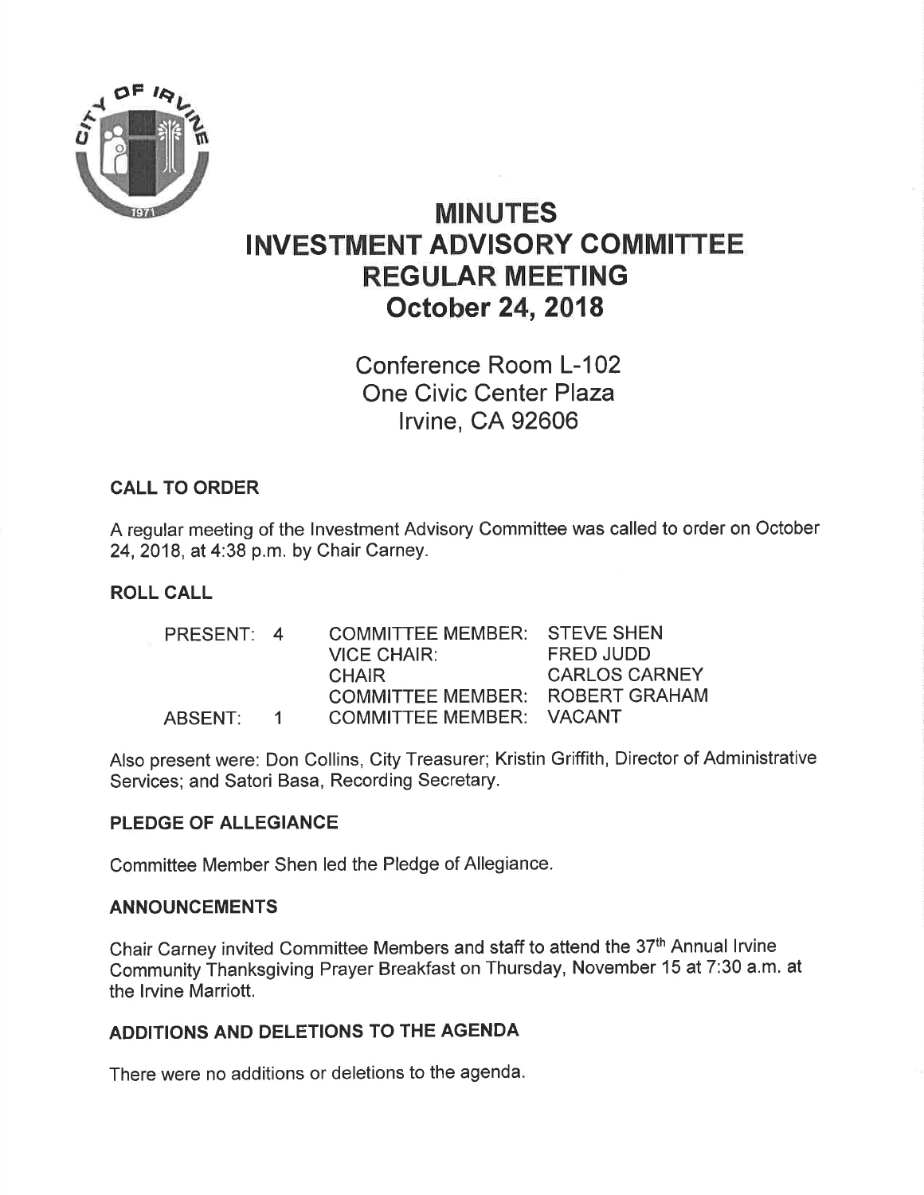# MINUTES
# INVESTMENT ADVISORY COMMITTEE
# REGULAR MEETING
# October 24, 2018

Conference Room L-102
One Civic Center Plaza
Irvine, CA 92606

### CALL TO ORDER

A regular meeting of the Investment Advisory Committee was called to order on October 24, 2018, at 4:38 p.m. by Chair Carney.

### ROLL CALL

| | | | |
|---|---|---|---|
| PRESENT: | 4 | COMMITTEE MEMBER: | STEVE SHEN |
| | | VICE CHAIR: | FRED JUDD |
| | | CHAIR | CARLOS CARNEY |
| | | COMMITTEE MEMBER: | ROBERT GRAHAM |
| ABSENT: | 1 | COMMITTEE MEMBER: | VACANT |

Also present were: Don Collins, City Treasurer; Kristin Griffith, Director of Administrative Services; and Satori Basa, Recording Secretary.

### PLEDGE OF ALLEGIANCE

Committee Member Shen led the Pledge of Allegiance.

### ANNOUNCEMENTS

Chair Carney invited Committee Members and staff to attend the 37th Annual Irvine Community Thanksgiving Prayer Breakfast on Thursday, November 15 at 7:30 a.m. at the Irvine Marriott.

### ADDITIONS AND DELETIONS TO THE AGENDA

There were no additions or deletions to the agenda.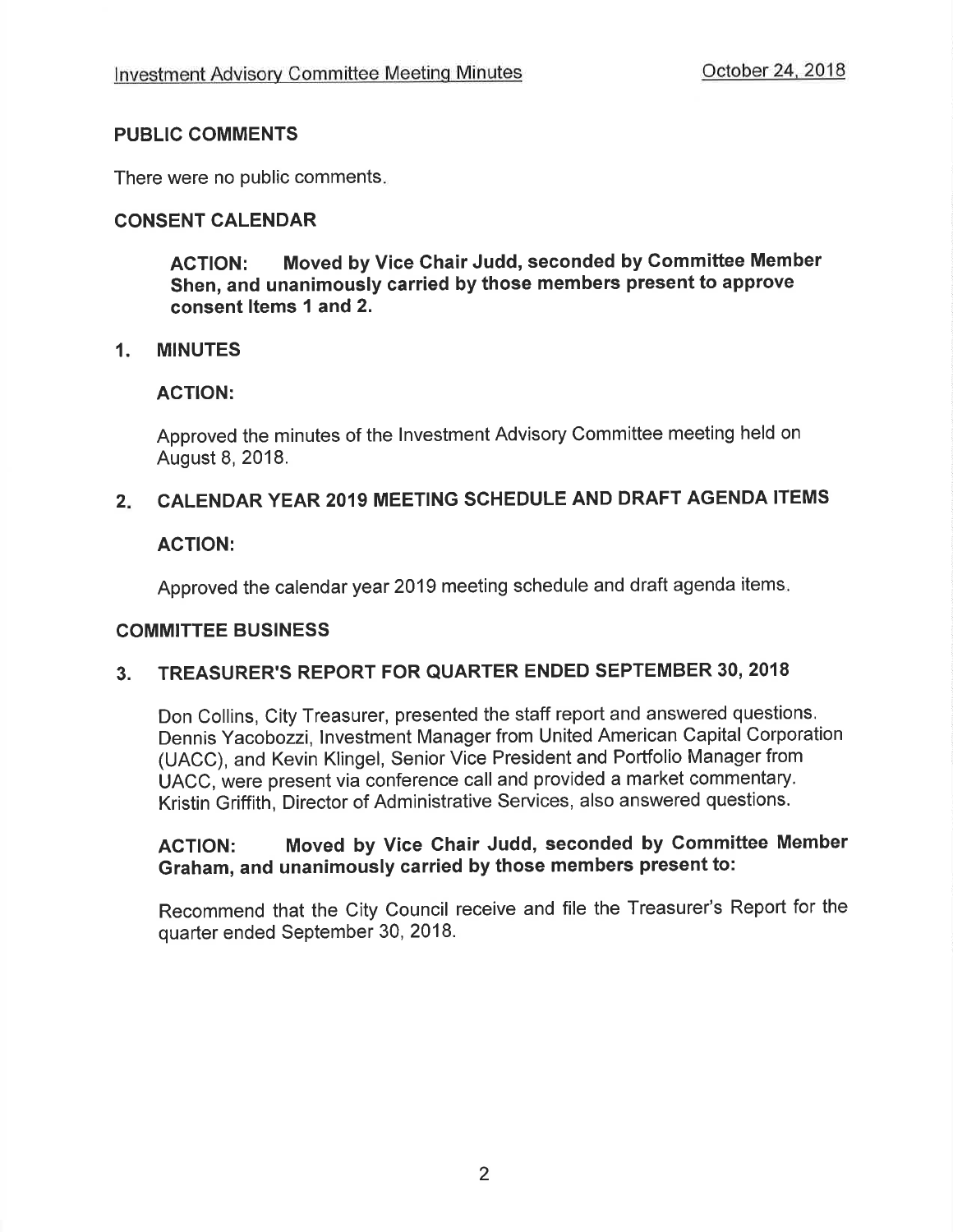## PUBLIC COMMENTS

There were no public comments.

## CONSENT CALENDAR

**ACTION: Moved by Vice Chair Judd, seconded by Committee Member Shen, and unanimously carried by those members present to approve consent Items 1 and 2.**

### 1. MINUTES

**ACTION:**

Approved the minutes of the Investment Advisory Committee meeting held on August 8, 2018.

### 2. CALENDAR YEAR 2019 MEETING SCHEDULE AND DRAFT AGENDA ITEMS

**ACTION:**

Approved the calendar year 2019 meeting schedule and draft agenda items.

## COMMITTEE BUSINESS

### 3. TREASURER'S REPORT FOR QUARTER ENDED SEPTEMBER 30, 2018

Don Collins, City Treasurer, presented the staff report and answered questions. Dennis Yacobozzi, Investment Manager from United American Capital Corporation (UACC), and Kevin Klingel, Senior Vice President and Portfolio Manager from UACC, were present via conference call and provided a market commentary. Kristin Griffith, Director of Administrative Services, also answered questions.

**ACTION: Moved by Vice Chair Judd, seconded by Committee Member Graham, and unanimously carried by those members present to:**

Recommend that the City Council receive and file the Treasurer's Report for the quarter ended September 30, 2018.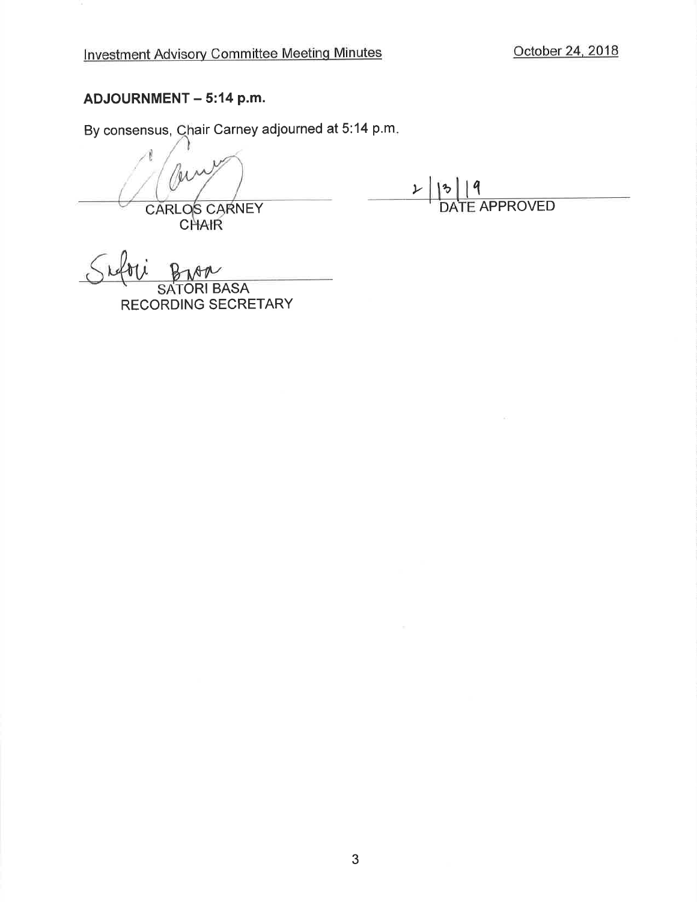## ADJOURNMENT – 5:14 p.m.

By consensus, Chair Carney adjourned at 5:14 p.m.

CARLOS CARNEY
CHAIR

2/13/19
DATE APPROVED

SATORI BASA
RECORDING SECRETARY